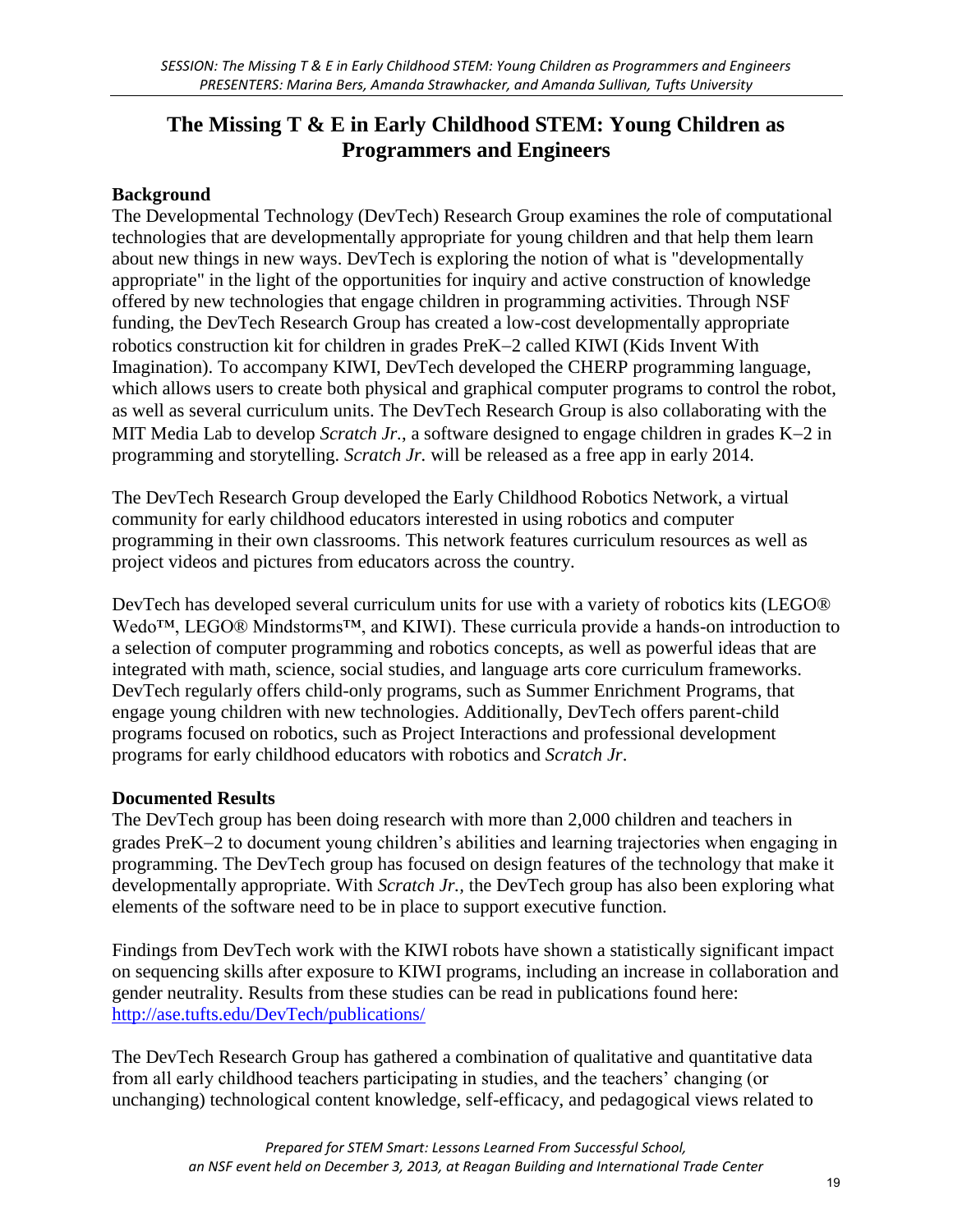# The Missing T & E in Early Childhood STEM: Young Children as Programmers and Engineers

## Background

The Developmental Technology (DevTech) Research Group examines the role of computational technologies that are developmentally appropriate for young children and that help them learn about new things in new ways. DevTech is exploring the notion of what is "developmentally appropriate" in the light of the opportunities for inquiry and active construction of knowledge offered by new technologies that engage children in programming activities. Through NSF funding, the DevTech Research Group has created a low-cost developmentally appropriate robotics construction kit for children in grades PreK−2 called KIWI (Kids Invent With Imagination). To accompany KIWI, DevTech developed the CHERP programming language, which allows users to create both physical and graphical computer programs to control the robot, as well as several curriculum units. The DevTech Research Group is also collaborating with the MIT Media Lab to develop *Scratch Jr.*, a software designed to engage children in grades K−2 in programming and storytelling. *Scratch Jr.* will be released as a free app in early 2014.

The DevTech Research Group developed the Early Childhood Robotics Network, a virtual community for early childhood educators interested in using robotics and computer programming in their own classrooms. This network features curriculum resources as well as project videos and pictures from educators across the country.

DevTech has developed several curriculum units for use with a variety of robotics kits (LEGO® Wedo™, LEGO® Mindstorms™, and KIWI). These curricula provide a hands-on introduction to a selection of computer programming and robotics concepts, as well as powerful ideas that are integrated with math, science, social studies, and language arts core curriculum frameworks. DevTech regularly offers child-only programs, such as Summer Enrichment Programs, that engage young children with new technologies. Additionally, DevTech offers parent-child programs focused on robotics, such as Project Interactions and professional development programs for early childhood educators with robotics and *Scratch Jr*.

## Documented Results

The DevTech group has been doing research with more than 2,000 children and teachers in grades PreK−2 to document young children's abilities and learning trajectories when engaging in programming. The DevTech group has focused on design features of the technology that make it developmentally appropriate. With *Scratch Jr.*, the DevTech group has also been exploring what elements of the software need to be in place to support executive function.

Findings from DevTech work with the KIWI robots have shown a statistically significant impact on sequencing skills after exposure to KIWI programs, including an increase in collaboration and gender neutrality. Results from these studies can be read in publications found here: [http://ase.tufts.edu/DevTech/publications/](http://ase.tufts.edu/DevTech/publications/)

The DevTech Research Group has gathered a combination of qualitative and quantitative data from all early childhood teachers participating in studies, and the teachers' changing (or unchanging) technological content knowledge, self-efficacy, and pedagogical views related to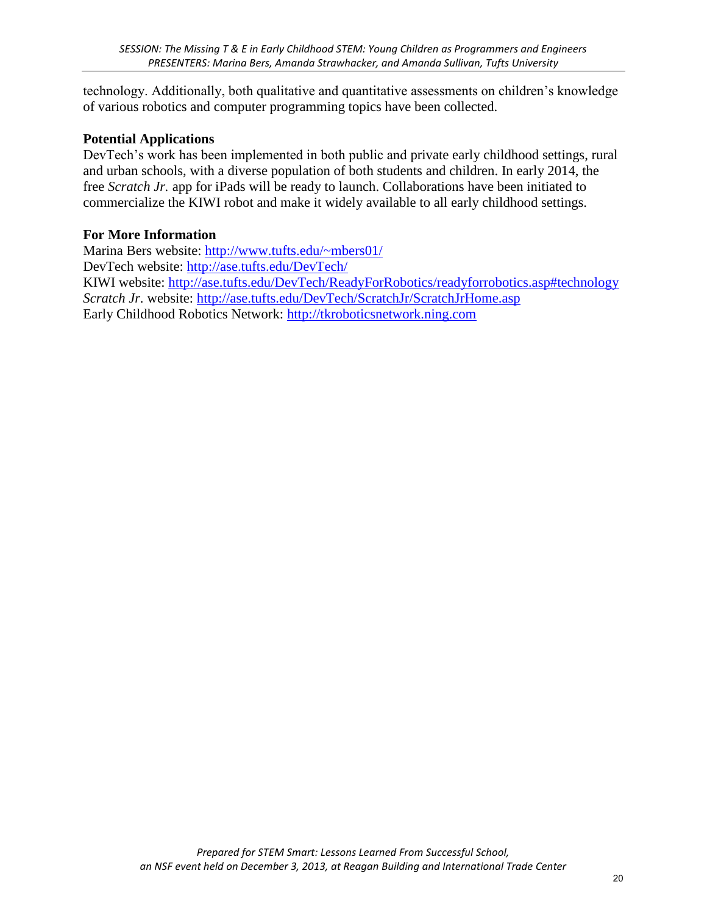technology. Additionally, both qualitative and quantitative assessments on children's knowledge of various robotics and computer programming topics have been collected.

## Potential Applications

DevTech's work has been implemented in both public and private early childhood settings, rural and urban schools, with a diverse population of both students and children. In early 2014, the free *Scratch Jr.* app for iPads will be ready to launch. Collaborations have been initiated to commercialize the KIWI robot and make it widely available to all early childhood settings.

## For More Information

Marina Bers website: http://www.tufts.edu/~mbers01/
DevTech website: http://ase.tufts.edu/DevTech/
KIWI website: http://ase.tufts.edu/DevTech/ReadyForRobotics/readyforrobotics.asp#technology
*Scratch Jr.* website: http://ase.tufts.edu/DevTech/ScratchJr/ScratchJrHome.asp
Early Childhood Robotics Network: http://tkroboticsnetwork.ning.com